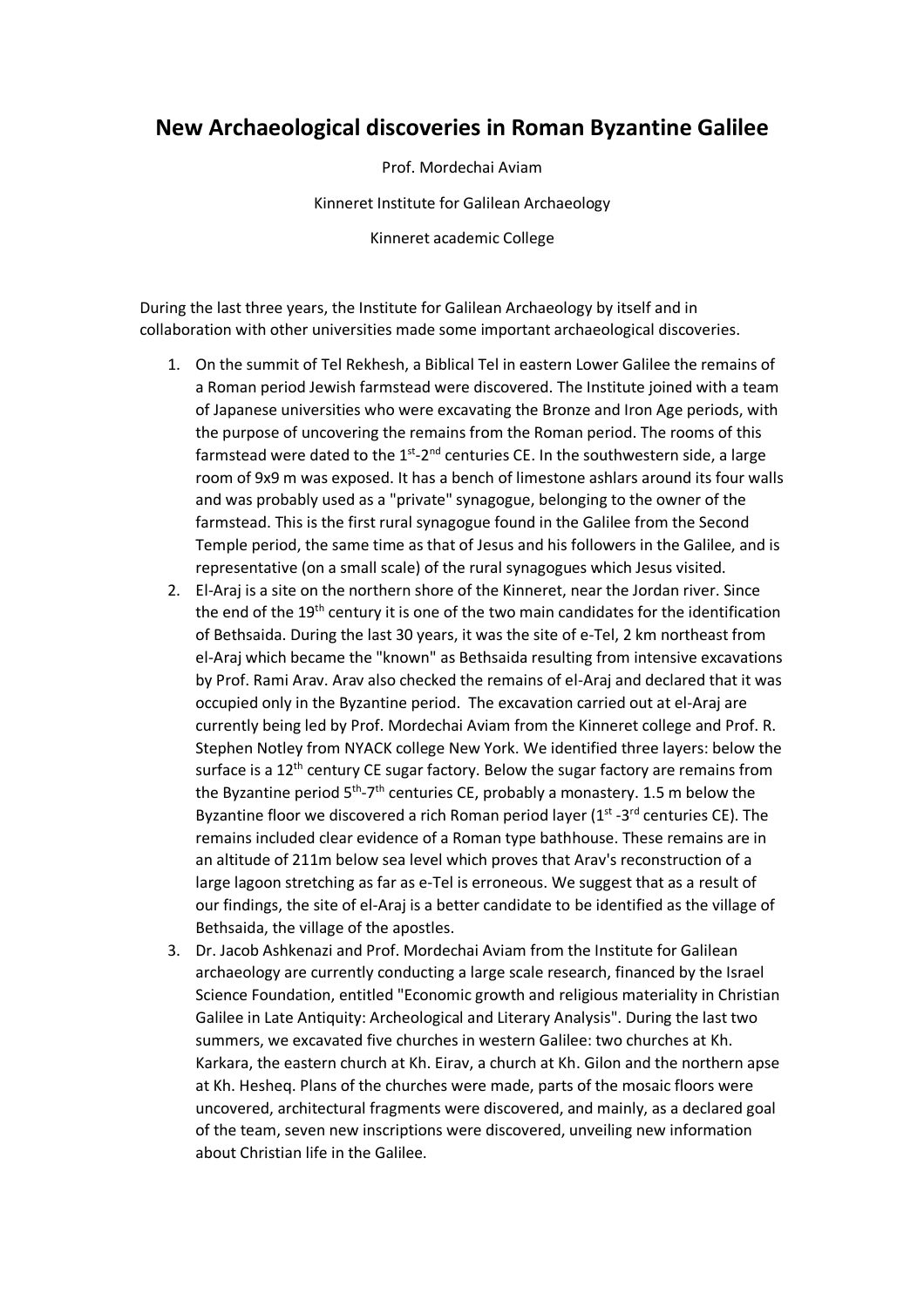# New Archaeological discoveries in Roman Byzantine Galilee

Prof. Mordechai Aviam

Kinneret Institute for Galilean Archaeology

Kinneret academic College

During the last three years, the Institute for Galilean Archaeology by itself and in collaboration with other universities made some important archaeological discoveries.

1. On the summit of Tel Rekhesh, a Biblical Tel in eastern Lower Galilee the remains of a Roman period Jewish farmstead were discovered. The Institute joined with a team of Japanese universities who were excavating the Bronze and Iron Age periods, with the purpose of uncovering the remains from the Roman period. The rooms of this farmstead were dated to the 1st-2nd centuries CE. In the southwestern side, a large room of 9x9 m was exposed. It has a bench of limestone ashlars around its four walls and was probably used as a "private" synagogue, belonging to the owner of the farmstead. This is the first rural synagogue found in the Galilee from the Second Temple period, the same time as that of Jesus and his followers in the Galilee, and is representative (on a small scale) of the rural synagogues which Jesus visited.
2. El-Araj is a site on the northern shore of the Kinneret, near the Jordan river. Since the end of the 19th century it is one of the two main candidates for the identification of Bethsaida. During the last 30 years, it was the site of e-Tel, 2 km northeast from el-Araj which became the "known" as Bethsaida resulting from intensive excavations by Prof. Rami Arav. Arav also checked the remains of el-Araj and declared that it was occupied only in the Byzantine period. The excavation carried out at el-Araj are currently being led by Prof. Mordechai Aviam from the Kinneret college and Prof. R. Stephen Notley from NYACK college New York. We identified three layers: below the surface is a 12th century CE sugar factory. Below the sugar factory are remains from the Byzantine period 5th-7th centuries CE, probably a monastery. 1.5 m below the Byzantine floor we discovered a rich Roman period layer (1st -3rd centuries CE). The remains included clear evidence of a Roman type bathhouse. These remains are in an altitude of 211m below sea level which proves that Arav's reconstruction of a large lagoon stretching as far as e-Tel is erroneous. We suggest that as a result of our findings, the site of el-Araj is a better candidate to be identified as the village of Bethsaida, the village of the apostles.
3. Dr. Jacob Ashkenazi and Prof. Mordechai Aviam from the Institute for Galilean archaeology are currently conducting a large scale research, financed by the Israel Science Foundation, entitled "Economic growth and religious materiality in Christian Galilee in Late Antiquity: Archeological and Literary Analysis". During the last two summers, we excavated five churches in western Galilee: two churches at Kh. Karkara, the eastern church at Kh. Eirav, a church at Kh. Gilon and the northern apse at Kh. Hesheq. Plans of the churches were made, parts of the mosaic floors were uncovered, architectural fragments were discovered, and mainly, as a declared goal of the team, seven new inscriptions were discovered, unveiling new information about Christian life in the Galilee.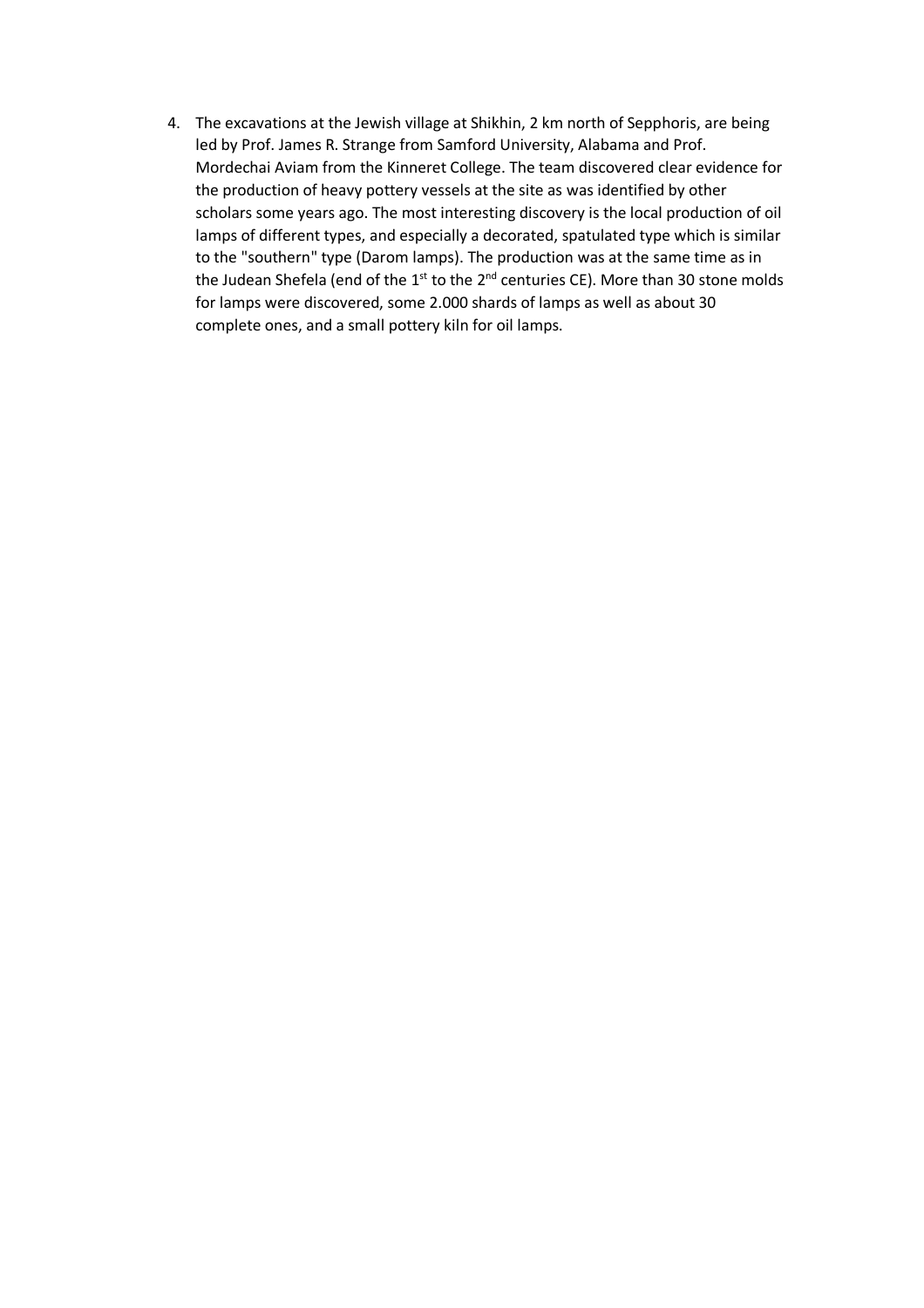4. The excavations at the Jewish village at Shikhin, 2 km north of Sepphoris, are being led by Prof. James R. Strange from Samford University, Alabama and Prof. Mordechai Aviam from the Kinneret College. The team discovered clear evidence for the production of heavy pottery vessels at the site as was identified by other scholars some years ago. The most interesting discovery is the local production of oil lamps of different types, and especially a decorated, spatulated type which is similar to the "southern" type (Darom lamps). The production was at the same time as in the Judean Shefela (end of the 1st to the 2nd centuries CE). More than 30 stone molds for lamps were discovered, some 2.000 shards of lamps as well as about 30 complete ones, and a small pottery kiln for oil lamps.